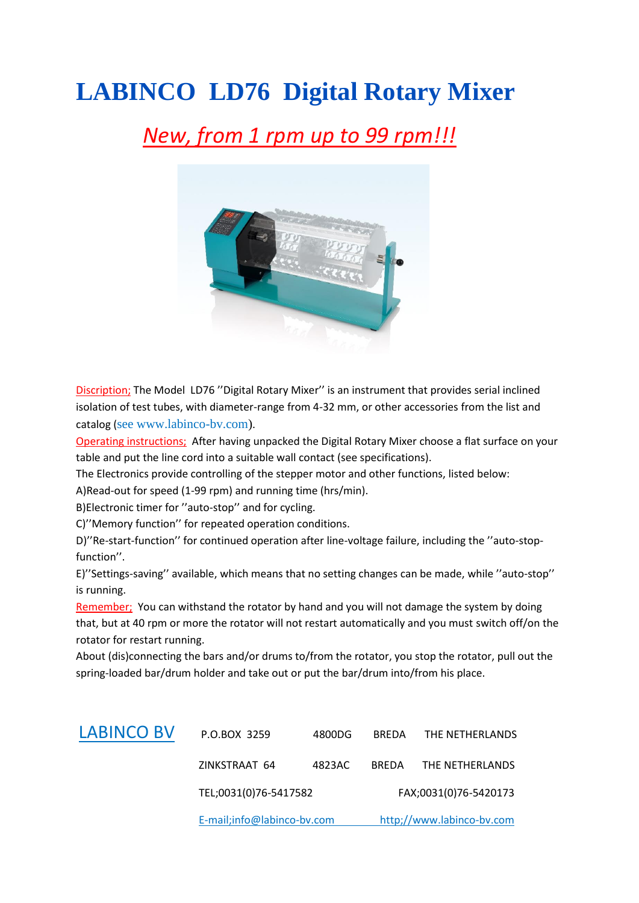# LABINCO LD76 Digital Rotary Mixer

## *New, from 1 rpm up to 99 rpm!!!*

Discription; The Model LD76 ''Digital Rotary Mixer'' is an instrument that provides serial inclined isolation of test tubes, with diameter-range from 4-32 mm, or other accessories from the list and catalog (see www.labinco-bv.com).

Operating instructions; After having unpacked the Digital Rotary Mixer choose a flat surface on your table and put the line cord into a suitable wall contact (see specifications).

The Electronics provide controlling of the stepper motor and other functions, listed below:

A)Read-out for speed (1-99 rpm) and running time (hrs/min).

B)Electronic timer for ''auto-stop'' and for cycling.

C)''Memory function'' for repeated operation conditions.

D)''Re-start-function'' for continued operation after line-voltage failure, including the ''auto-stop-function''.

E)''Settings-saving'' available, which means that no setting changes can be made, while ''auto-stop'' is running.

Remember; You can withstand the rotator by hand and you will not damage the system by doing that, but at 40 rpm or more the rotator will not restart automatically and you must switch off/on the rotator for restart running.

About (dis)connecting the bars and/or drums to/from the rotator, you stop the rotator, pull out the spring-loaded bar/drum holder and take out or put the bar/drum into/from his place.

| LABINCO BV | P.O.BOX 3259 | 4800DG | BREDA | THE NETHERLANDS |
|---|---|---|---|---|
| | ZINKSTRAAT 64 | 4823AC | BREDA | THE NETHERLANDS |
| | TEL;0031(0)76-5417582 | | FAX;0031(0)76-5420173 | |
| | E-mail;info@labinco-bv.com | | http;//www.labinco-bv.com | |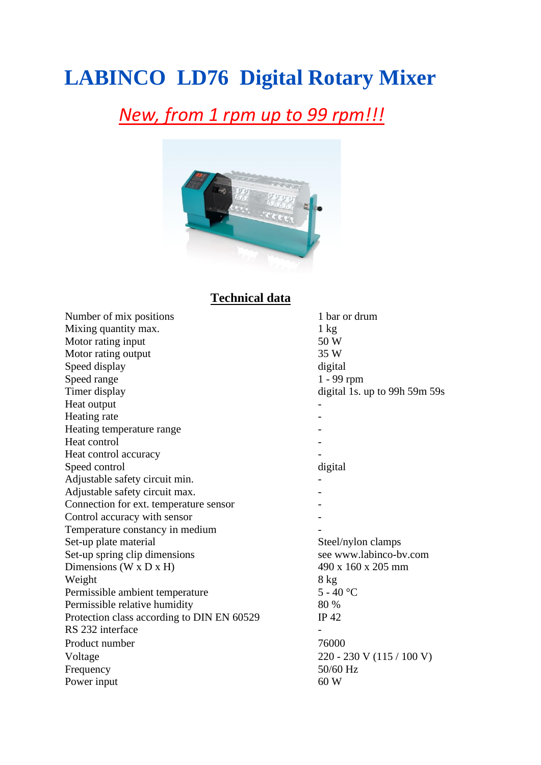# LABINCO LD76 Digital Rotary Mixer

## *New, from 1 rpm up to 99 rpm!!!*

## Technical data

| | |
|---|---|
| Number of mix positions | 1 bar or drum |
| Mixing quantity max. | 1 kg |
| Motor rating input | 50 W |
| Motor rating output | 35 W |
| Speed display | digital |
| Speed range | 1 - 99 rpm |
| Timer display | digital 1s. up to 99h 59m 59s |
| Heat output | - |
| Heating rate | - |
| Heating temperature range | - |
| Heat control | - |
| Heat control accuracy | - |
| Speed control | digital |
| Adjustable safety circuit min. | - |
| Adjustable safety circuit max. | - |
| Connection for ext. temperature sensor | - |
| Control accuracy with sensor | - |
| Temperature constancy in medium | - |
| Set-up plate material | Steel/nylon clamps |
| Set-up spring clip dimensions | see www.labinco-bv.com |
| Dimensions (W x D x H) | 490 x 160 x 205 mm |
| Weight | 8 kg |
| Permissible ambient temperature | 5 - 40 °C |
| Permissible relative humidity | 80 % |
| Protection class according to DIN EN 60529 | IP 42 |
| RS 232 interface | - |
| Product number | 76000 |
| Voltage | 220 - 230 V (115 / 100 V) |
| Frequency | 50/60 Hz |
| Power input | 60 W |